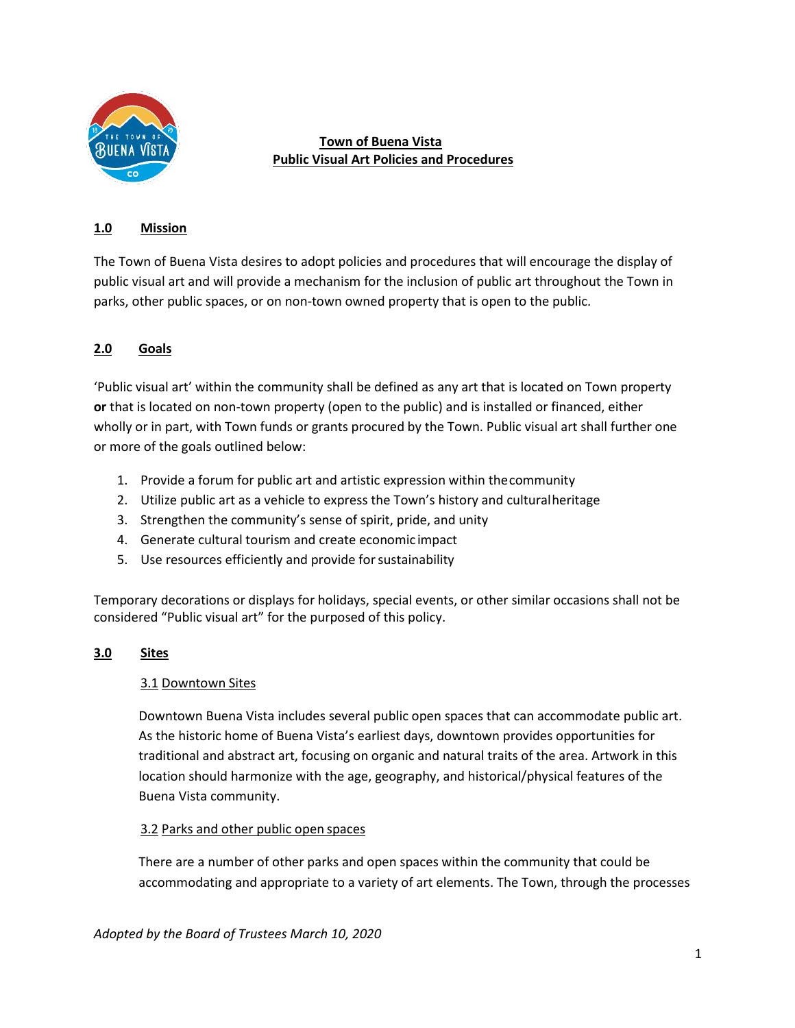# Town of Buena Vista
# Public Visual Art Policies and Procedures

## 1.0 Mission

The Town of Buena Vista desires to adopt policies and procedures that will encourage the display of public visual art and will provide a mechanism for the inclusion of public art throughout the Town in parks, other public spaces, or on non-town owned property that is open to the public.

## 2.0 Goals

'Public visual art' within the community shall be defined as any art that is located on Town property **or** that is located on non-town property (open to the public) and is installed or financed, either wholly or in part, with Town funds or grants procured by the Town. Public visual art shall further one or more of the goals outlined below:

1. Provide a forum for public art and artistic expression within the community
2. Utilize public art as a vehicle to express the Town's history and cultural heritage
3. Strengthen the community's sense of spirit, pride, and unity
4. Generate cultural tourism and create economic impact
5. Use resources efficiently and provide for sustainability

Temporary decorations or displays for holidays, special events, or other similar occasions shall not be considered "Public visual art" for the purposed of this policy.

## 3.0 Sites

### 3.1 Downtown Sites

Downtown Buena Vista includes several public open spaces that can accommodate public art. As the historic home of Buena Vista's earliest days, downtown provides opportunities for traditional and abstract art, focusing on organic and natural traits of the area. Artwork in this location should harmonize with the age, geography, and historical/physical features of the Buena Vista community.

### 3.2 Parks and other public open spaces

There are a number of other parks and open spaces within the community that could be accommodating and appropriate to a variety of art elements. The Town, through the processes

*Adopted by the Board of Trustees March 10, 2020*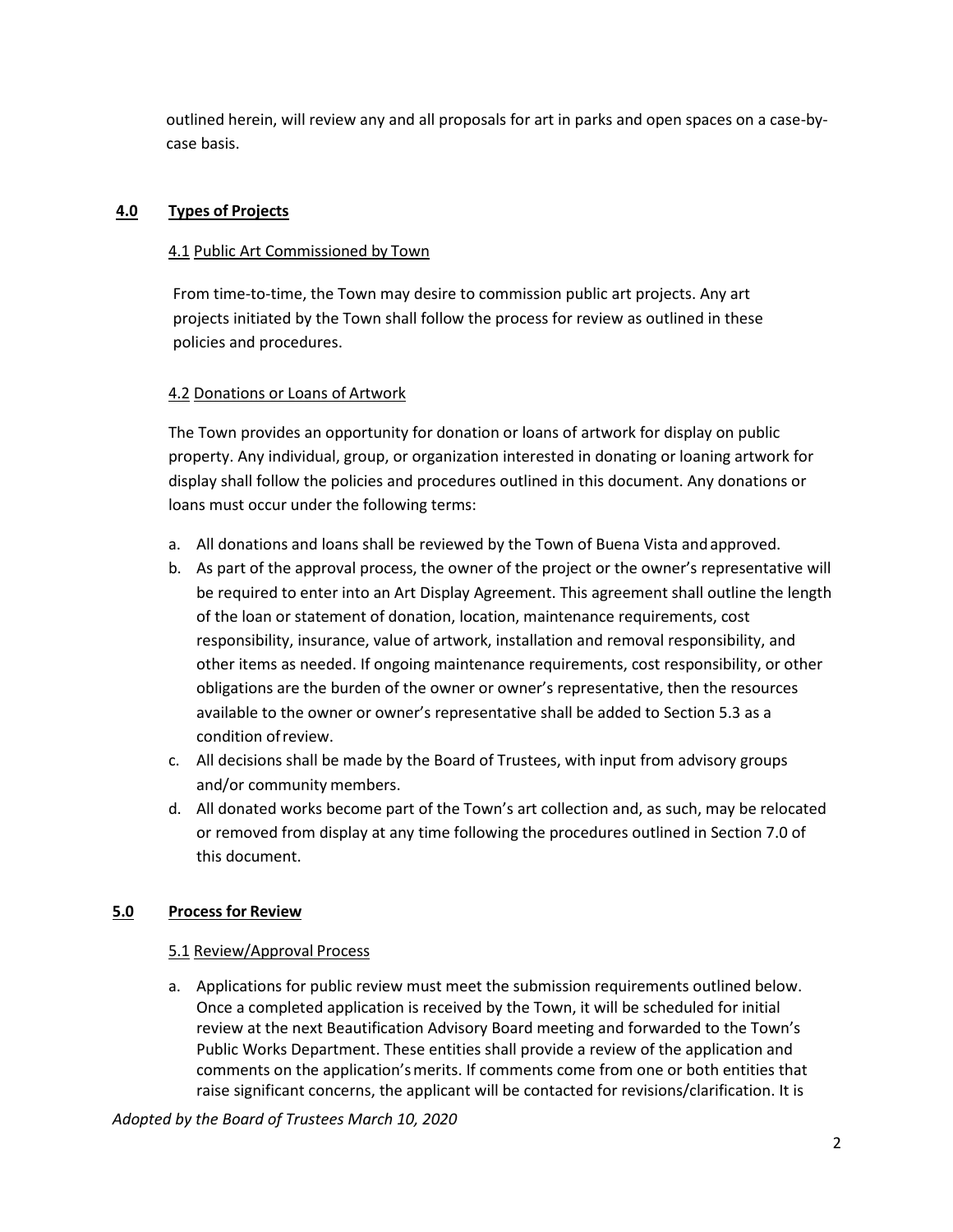outlined herein, will review any and all proposals for art in parks and open spaces on a case-by-case basis.

## 4.0 Types of Projects

### 4.1 Public Art Commissioned by Town

From time-to-time, the Town may desire to commission public art projects. Any art projects initiated by the Town shall follow the process for review as outlined in these policies and procedures.

### 4.2 Donations or Loans of Artwork

The Town provides an opportunity for donation or loans of artwork for display on public property. Any individual, group, or organization interested in donating or loaning artwork for display shall follow the policies and procedures outlined in this document. Any donations or loans must occur under the following terms:

a. All donations and loans shall be reviewed by the Town of Buena Vista and approved.
b. As part of the approval process, the owner of the project or the owner's representative will be required to enter into an Art Display Agreement. This agreement shall outline the length of the loan or statement of donation, location, maintenance requirements, cost responsibility, insurance, value of artwork, installation and removal responsibility, and other items as needed. If ongoing maintenance requirements, cost responsibility, or other obligations are the burden of the owner or owner's representative, then the resources available to the owner or owner's representative shall be added to Section 5.3 as a condition of review.
c. All decisions shall be made by the Board of Trustees, with input from advisory groups and/or community members.
d. All donated works become part of the Town's art collection and, as such, may be relocated or removed from display at any time following the procedures outlined in Section 7.0 of this document.

## 5.0 Process for Review

### 5.1 Review/Approval Process

a. Applications for public review must meet the submission requirements outlined below. Once a completed application is received by the Town, it will be scheduled for initial review at the next Beautification Advisory Board meeting and forwarded to the Town's Public Works Department. These entities shall provide a review of the application and comments on the application's merits. If comments come from one or both entities that raise significant concerns, the applicant will be contacted for revisions/clarification. It is

*Adopted by the Board of Trustees March 10, 2020*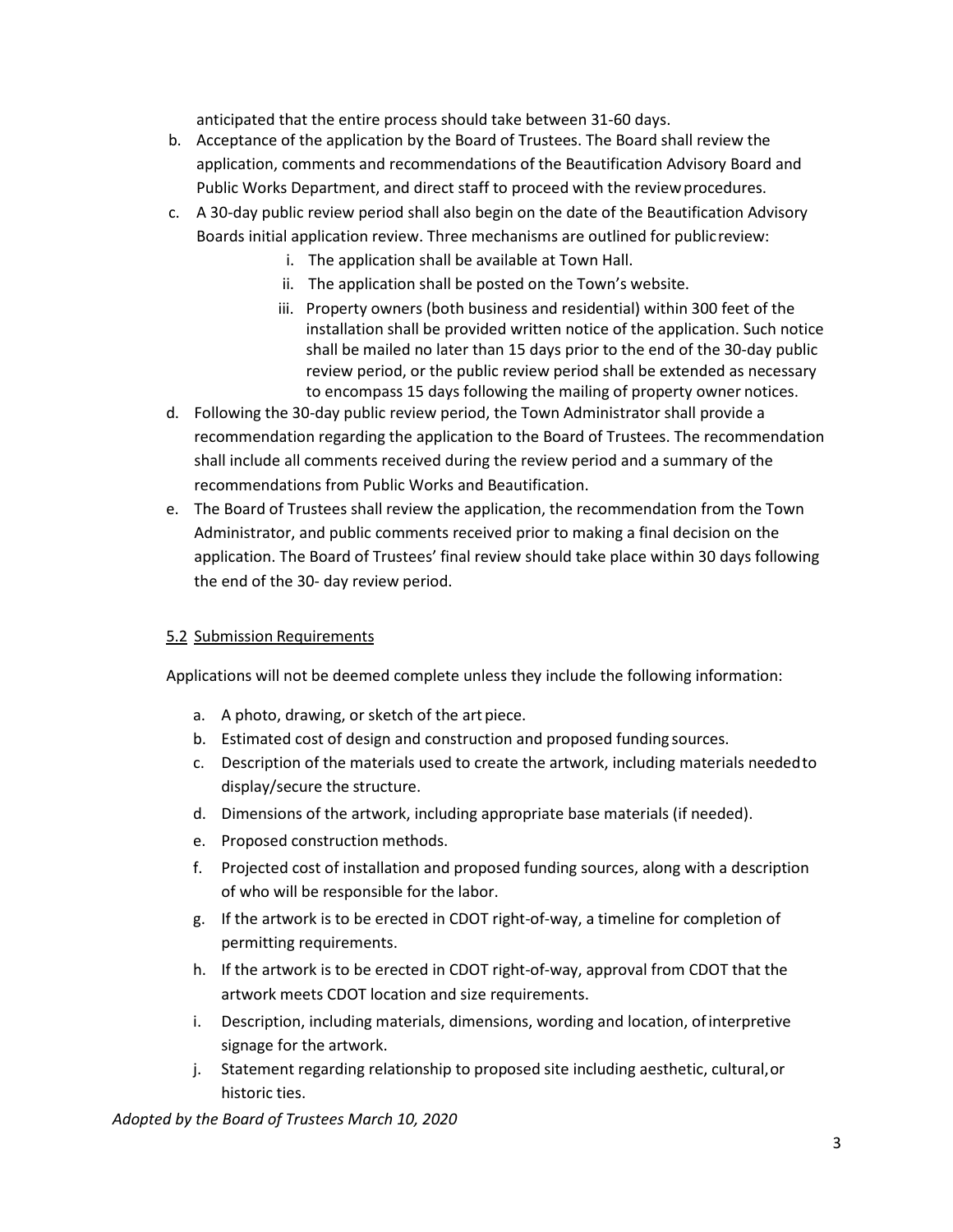anticipated that the entire process should take between 31-60 days.

b. Acceptance of the application by the Board of Trustees. The Board shall review the application, comments and recommendations of the Beautification Advisory Board and Public Works Department, and direct staff to proceed with the review procedures.
c. A 30-day public review period shall also begin on the date of the Beautification Advisory Boards initial application review. Three mechanisms are outlined for public review:
    i. The application shall be available at Town Hall.
    ii. The application shall be posted on the Town's website.
    iii. Property owners (both business and residential) within 300 feet of the installation shall be provided written notice of the application. Such notice shall be mailed no later than 15 days prior to the end of the 30-day public review period, or the public review period shall be extended as necessary to encompass 15 days following the mailing of property owner notices.
d. Following the 30-day public review period, the Town Administrator shall provide a recommendation regarding the application to the Board of Trustees. The recommendation shall include all comments received during the review period and a summary of the recommendations from Public Works and Beautification.
e. The Board of Trustees shall review the application, the recommendation from the Town Administrator, and public comments received prior to making a final decision on the application. The Board of Trustees' final review should take place within 30 days following the end of the 30- day review period.

### 5.2 Submission Requirements

Applications will not be deemed complete unless they include the following information:

a. A photo, drawing, or sketch of the art piece.
b. Estimated cost of design and construction and proposed funding sources.
c. Description of the materials used to create the artwork, including materials needed to display/secure the structure.
d. Dimensions of the artwork, including appropriate base materials (if needed).
e. Proposed construction methods.
f. Projected cost of installation and proposed funding sources, along with a description of who will be responsible for the labor.
g. If the artwork is to be erected in CDOT right-of-way, a timeline for completion of permitting requirements.
h. If the artwork is to be erected in CDOT right-of-way, approval from CDOT that the artwork meets CDOT location and size requirements.
i. Description, including materials, dimensions, wording and location, of interpretive signage for the artwork.
j. Statement regarding relationship to proposed site including aesthetic, cultural, or historic ties.

*Adopted by the Board of Trustees March 10, 2020*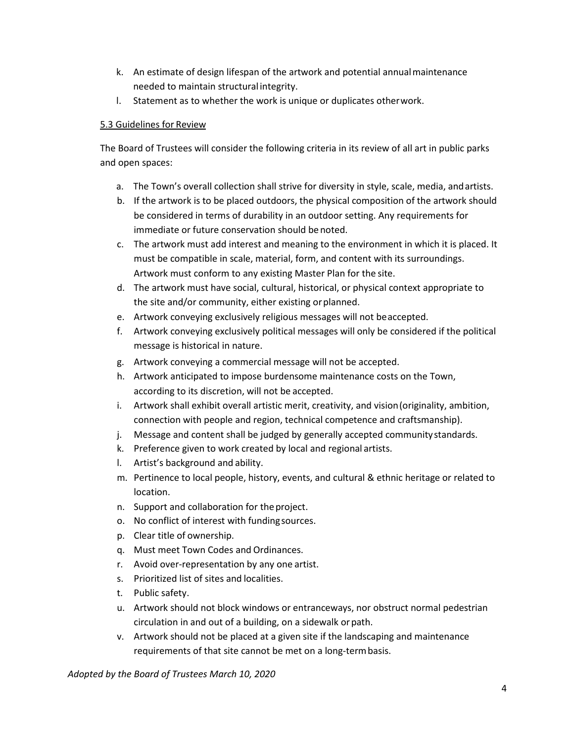k. An estimate of design lifespan of the artwork and potential annual maintenance needed to maintain structural integrity.
l. Statement as to whether the work is unique or duplicates other work.

5.3 Guidelines for Review

The Board of Trustees will consider the following criteria in its review of all art in public parks and open spaces:

a. The Town's overall collection shall strive for diversity in style, scale, media, and artists.
b. If the artwork is to be placed outdoors, the physical composition of the artwork should be considered in terms of durability in an outdoor setting. Any requirements for immediate or future conservation should be noted.
c. The artwork must add interest and meaning to the environment in which it is placed. It must be compatible in scale, material, form, and content with its surroundings. Artwork must conform to any existing Master Plan for the site.
d. The artwork must have social, cultural, historical, or physical context appropriate to the site and/or community, either existing or planned.
e. Artwork conveying exclusively religious messages will not be accepted.
f. Artwork conveying exclusively political messages will only be considered if the political message is historical in nature.
g. Artwork conveying a commercial message will not be accepted.
h. Artwork anticipated to impose burdensome maintenance costs on the Town, according to its discretion, will not be accepted.
i. Artwork shall exhibit overall artistic merit, creativity, and vision (originality, ambition, connection with people and region, technical competence and craftsmanship).
j. Message and content shall be judged by generally accepted community standards.
k. Preference given to work created by local and regional artists.
l. Artist's background and ability.
m. Pertinence to local people, history, events, and cultural & ethnic heritage or related to location.
n. Support and collaboration for the project.
o. No conflict of interest with funding sources.
p. Clear title of ownership.
q. Must meet Town Codes and Ordinances.
r. Avoid over-representation by any one artist.
s. Prioritized list of sites and localities.
t. Public safety.
u. Artwork should not block windows or entranceways, nor obstruct normal pedestrian circulation in and out of a building, on a sidewalk or path.
v. Artwork should not be placed at a given site if the landscaping and maintenance requirements of that site cannot be met on a long-term basis.

*Adopted by the Board of Trustees March 10, 2020*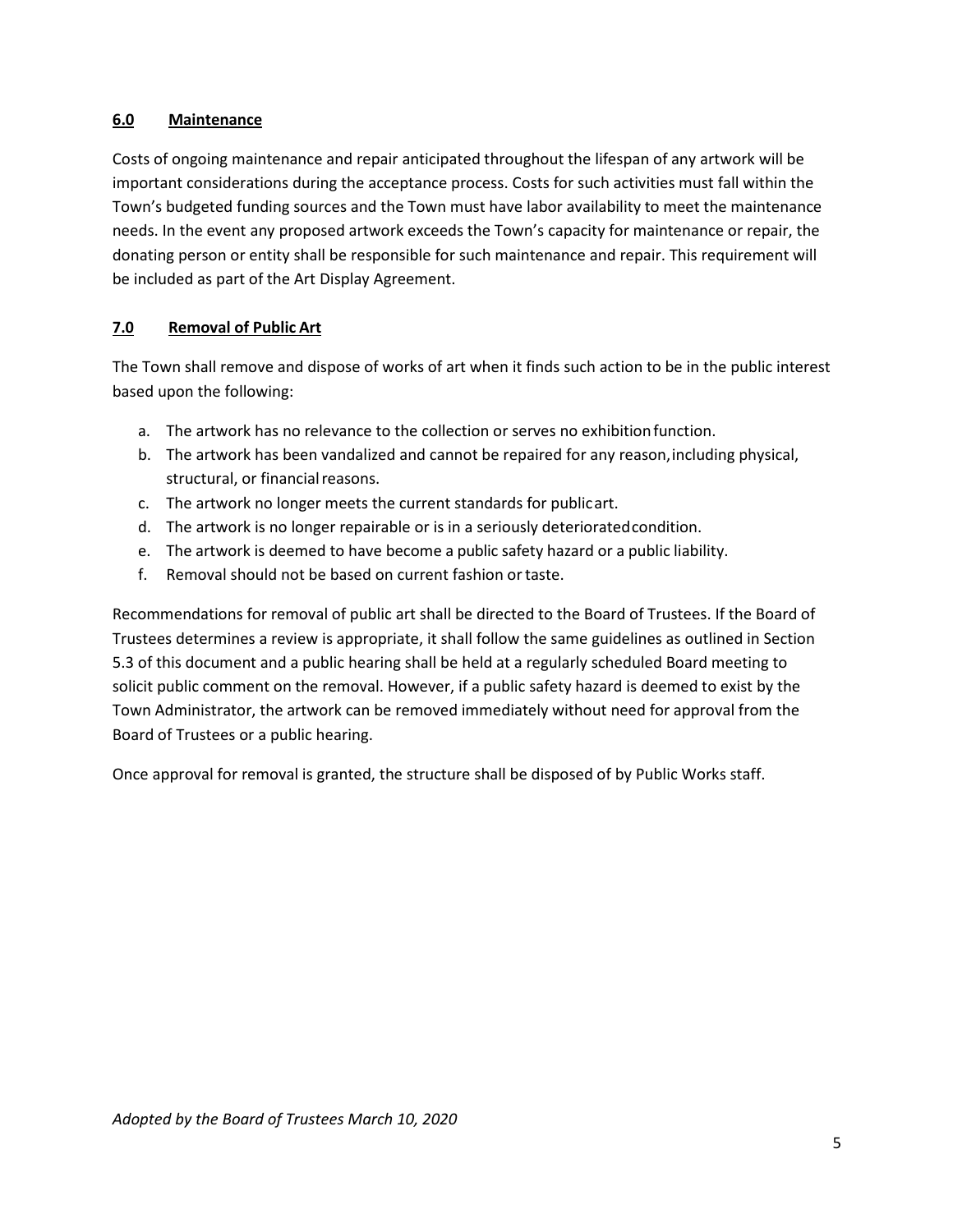## 6.0 Maintenance

Costs of ongoing maintenance and repair anticipated throughout the lifespan of any artwork will be important considerations during the acceptance process. Costs for such activities must fall within the Town's budgeted funding sources and the Town must have labor availability to meet the maintenance needs. In the event any proposed artwork exceeds the Town's capacity for maintenance or repair, the donating person or entity shall be responsible for such maintenance and repair. This requirement will be included as part of the Art Display Agreement.

## 7.0 Removal of Public Art

The Town shall remove and dispose of works of art when it finds such action to be in the public interest based upon the following:

a. The artwork has no relevance to the collection or serves no exhibition function.
b. The artwork has been vandalized and cannot be repaired for any reason, including physical, structural, or financial reasons.
c. The artwork no longer meets the current standards for public art.
d. The artwork is no longer repairable or is in a seriously deteriorated condition.
e. The artwork is deemed to have become a public safety hazard or a public liability.
f. Removal should not be based on current fashion or taste.

Recommendations for removal of public art shall be directed to the Board of Trustees. If the Board of Trustees determines a review is appropriate, it shall follow the same guidelines as outlined in Section 5.3 of this document and a public hearing shall be held at a regularly scheduled Board meeting to solicit public comment on the removal. However, if a public safety hazard is deemed to exist by the Town Administrator, the artwork can be removed immediately without need for approval from the Board of Trustees or a public hearing.

Once approval for removal is granted, the structure shall be disposed of by Public Works staff.

*Adopted by the Board of Trustees March 10, 2020*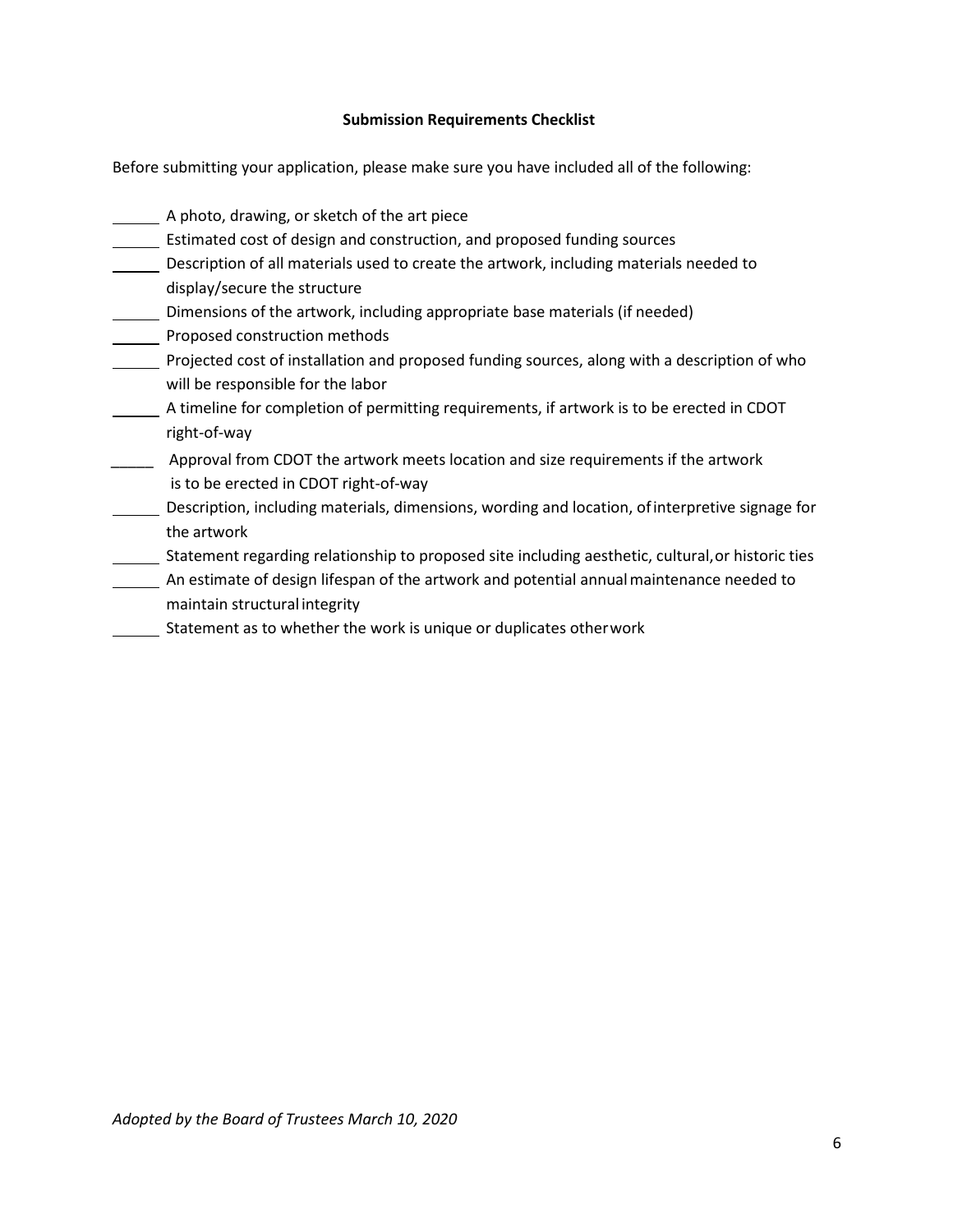**Submission Requirements Checklist**

Before submitting your application, please make sure you have included all of the following:

______ A photo, drawing, or sketch of the art piece

______ Estimated cost of design and construction, and proposed funding sources

______ Description of all materials used to create the artwork, including materials needed to display/secure the structure

______ Dimensions of the artwork, including appropriate base materials (if needed)

______ Proposed construction methods

______ Projected cost of installation and proposed funding sources, along with a description of who will be responsible for the labor

______ A timeline for completion of permitting requirements, if artwork is to be erected in CDOT right-of-way

______ Approval from CDOT the artwork meets location and size requirements if the artwork is to be erected in CDOT right-of-way

______ Description, including materials, dimensions, wording and location, of interpretive signage for the artwork

______ Statement regarding relationship to proposed site including aesthetic, cultural, or historic ties

______ An estimate of design lifespan of the artwork and potential annual maintenance needed to maintain structural integrity

______ Statement as to whether the work is unique or duplicates other work

*Adopted by the Board of Trustees March 10, 2020*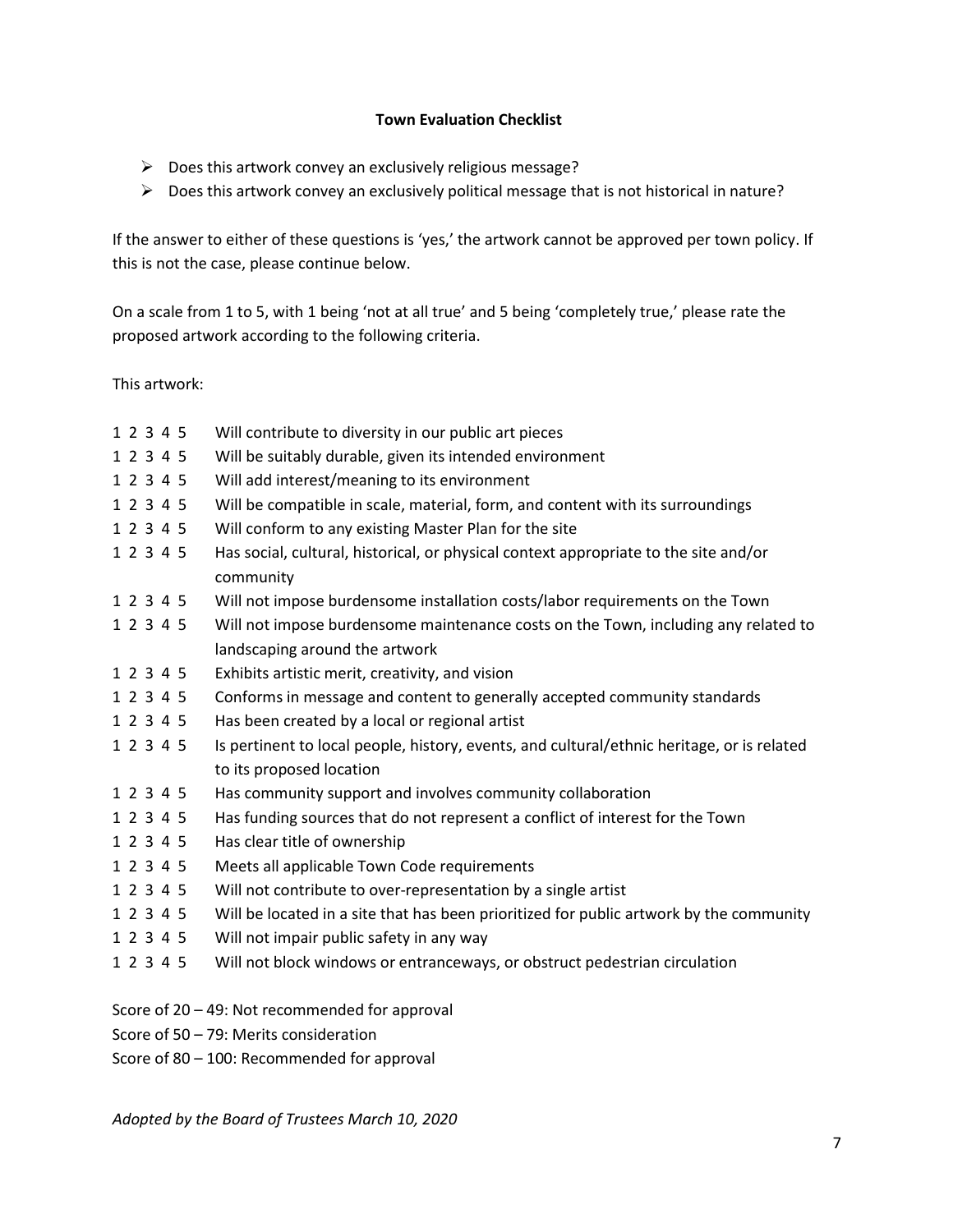## Town Evaluation Checklist

- Does this artwork convey an exclusively religious message?
- Does this artwork convey an exclusively political message that is not historical in nature?

If the answer to either of these questions is 'yes,' the artwork cannot be approved per town policy. If this is not the case, please continue below.

On a scale from 1 to 5, with 1 being 'not at all true' and 5 being 'completely true,' please rate the proposed artwork according to the following criteria.

This artwork:

| | |
|---|---|
| 1 2 3 4 5 | Will contribute to diversity in our public art pieces |
| 1 2 3 4 5 | Will be suitably durable, given its intended environment |
| 1 2 3 4 5 | Will add interest/meaning to its environment |
| 1 2 3 4 5 | Will be compatible in scale, material, form, and content with its surroundings |
| 1 2 3 4 5 | Will conform to any existing Master Plan for the site |
| 1 2 3 4 5 | Has social, cultural, historical, or physical context appropriate to the site and/or community |
| 1 2 3 4 5 | Will not impose burdensome installation costs/labor requirements on the Town |
| 1 2 3 4 5 | Will not impose burdensome maintenance costs on the Town, including any related to landscaping around the artwork |
| 1 2 3 4 5 | Exhibits artistic merit, creativity, and vision |
| 1 2 3 4 5 | Conforms in message and content to generally accepted community standards |
| 1 2 3 4 5 | Has been created by a local or regional artist |
| 1 2 3 4 5 | Is pertinent to local people, history, events, and cultural/ethnic heritage, or is related to its proposed location |
| 1 2 3 4 5 | Has community support and involves community collaboration |
| 1 2 3 4 5 | Has funding sources that do not represent a conflict of interest for the Town |
| 1 2 3 4 5 | Has clear title of ownership |
| 1 2 3 4 5 | Meets all applicable Town Code requirements |
| 1 2 3 4 5 | Will not contribute to over-representation by a single artist |
| 1 2 3 4 5 | Will be located in a site that has been prioritized for public artwork by the community |
| 1 2 3 4 5 | Will not impair public safety in any way |
| 1 2 3 4 5 | Will not block windows or entranceways, or obstruct pedestrian circulation |

Score of 20 – 49: Not recommended for approval

Score of 50 – 79: Merits consideration

Score of 80 – 100: Recommended for approval

*Adopted by the Board of Trustees March 10, 2020*